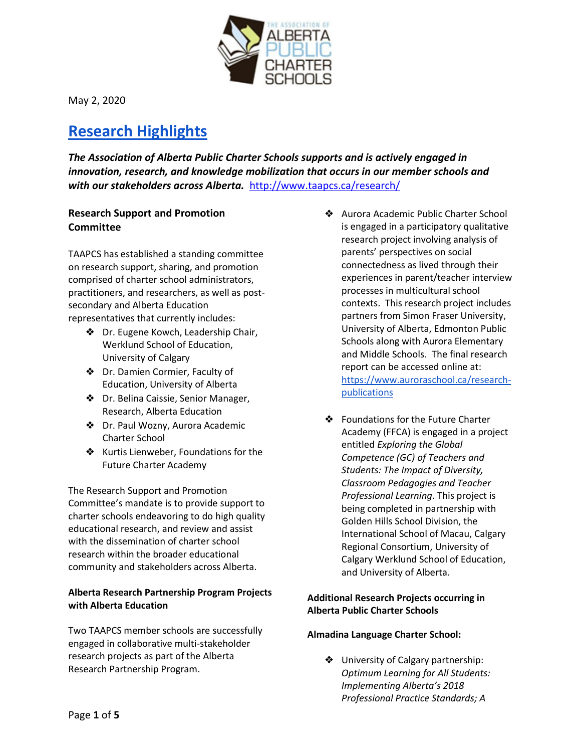May 2, 2020

# Research Highlights

***The Association of Alberta Public Charter Schools supports and is actively engaged in innovation, research, and knowledge mobilization that occurs in our member schools and with our stakeholders across Alberta.*** http://www.taapcs.ca/research/

**Research Support and Promotion Committee**

TAAPCS has established a standing committee on research support, sharing, and promotion comprised of charter school administrators, practitioners, and researchers, as well as post-secondary and Alberta Education representatives that currently includes:

- Dr. Eugene Kowch, Leadership Chair, Werklund School of Education, University of Calgary
- Dr. Damien Cormier, Faculty of Education, University of Alberta
- Dr. Belina Caissie, Senior Manager, Research, Alberta Education
- Dr. Paul Wozny, Aurora Academic Charter School
- Kurtis Lienweber, Foundations for the Future Charter Academy

The Research Support and Promotion Committee's mandate is to provide support to charter schools endeavoring to do high quality educational research, and review and assist with the dissemination of charter school research within the broader educational community and stakeholders across Alberta.

**Alberta Research Partnership Program Projects with Alberta Education**

Two TAAPCS member schools are successfully engaged in collaborative multi-stakeholder research projects as part of the Alberta Research Partnership Program.

- Aurora Academic Public Charter School is engaged in a participatory qualitative research project involving analysis of parents' perspectives on social connectedness as lived through their experiences in parent/teacher interview processes in multicultural school contexts. This research project includes partners from Simon Fraser University, University of Alberta, Edmonton Public Schools along with Aurora Elementary and Middle Schools. The final research report can be accessed online at: https://www.auroraschool.ca/research-publications

- Foundations for the Future Charter Academy (FFCA) is engaged in a project entitled *Exploring the Global Competence (GC) of Teachers and Students: The Impact of Diversity, Classroom Pedagogies and Teacher Professional Learning*. This project is being completed in partnership with Golden Hills School Division, the International School of Macau, Calgary Regional Consortium, University of Calgary Werklund School of Education, and University of Alberta.

**Additional Research Projects occurring in Alberta Public Charter Schools**

**Almadina Language Charter School:**

- University of Calgary partnership: *Optimum Learning for All Students: Implementing Alberta's 2018 Professional Practice Standards; A*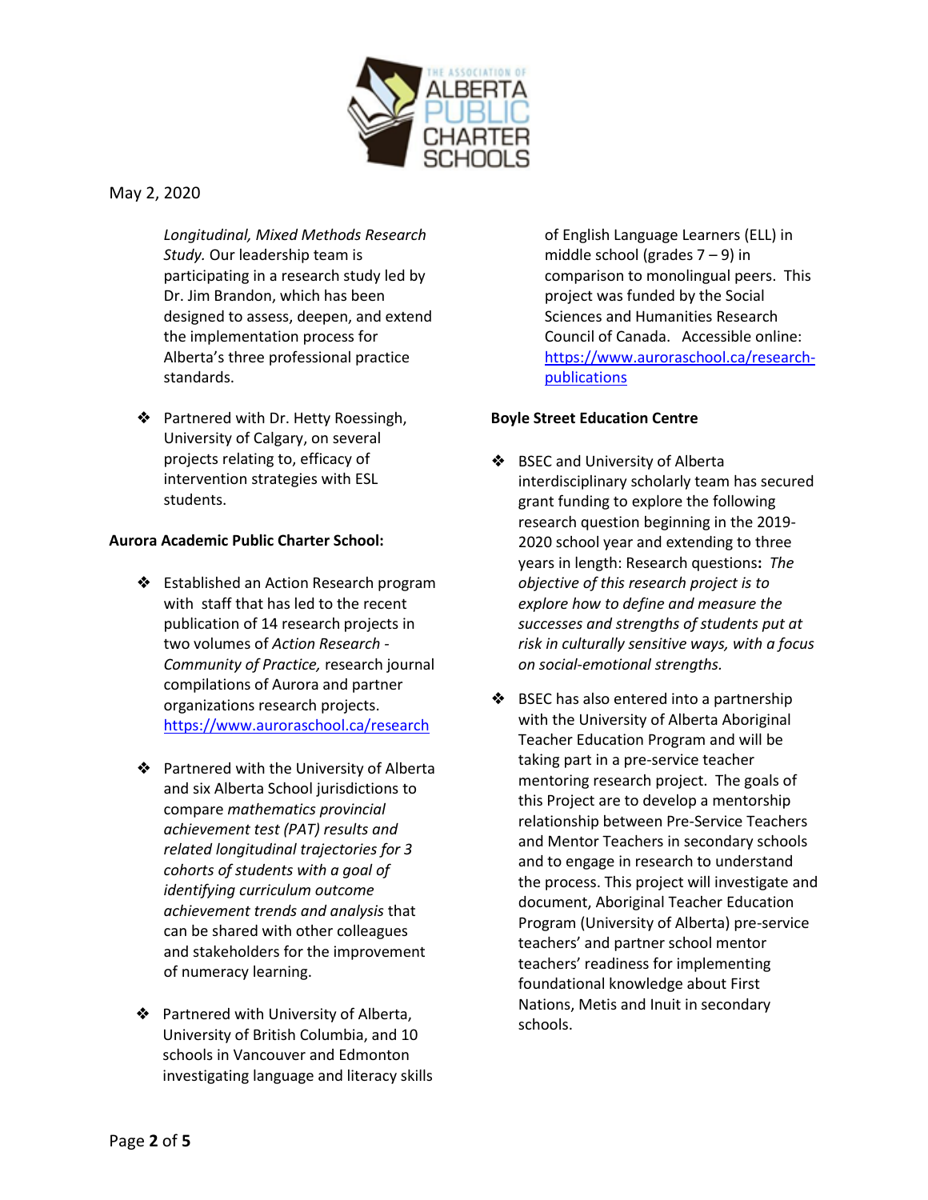May 2, 2020

*Longitudinal, Mixed Methods Research Study.* Our leadership team is participating in a research study led by Dr. Jim Brandon, which has been designed to assess, deepen, and extend the implementation process for Alberta's three professional practice standards.

- Partnered with Dr. Hetty Roessingh, University of Calgary, on several projects relating to, efficacy of intervention strategies with ESL students.

**Aurora Academic Public Charter School:**

- Established an Action Research program with staff that has led to the recent publication of 14 research projects in two volumes of *Action Research - Community of Practice,* research journal compilations of Aurora and partner organizations research projects. https://www.auroraschool.ca/research

- Partnered with the University of Alberta and six Alberta School jurisdictions to compare *mathematics provincial achievement test (PAT) results and related longitudinal trajectories for 3 cohorts of students with a goal of identifying curriculum outcome achievement trends and analysis* that can be shared with other colleagues and stakeholders for the improvement of numeracy learning.

- Partnered with University of Alberta, University of British Columbia, and 10 schools in Vancouver and Edmonton investigating language and literacy skills of English Language Learners (ELL) in middle school (grades 7 – 9) in comparison to monolingual peers. This project was funded by the Social Sciences and Humanities Research Council of Canada. Accessible online: https://www.auroraschool.ca/research-publications

**Boyle Street Education Centre**

- BSEC and University of Alberta interdisciplinary scholarly team has secured grant funding to explore the following research question beginning in the 2019-2020 school year and extending to three years in length: Research questions**:** *The objective of this research project is to explore how to define and measure the successes and strengths of students put at risk in culturally sensitive ways, with a focus on social-emotional strengths.*

- BSEC has also entered into a partnership with the University of Alberta Aboriginal Teacher Education Program and will be taking part in a pre-service teacher mentoring research project. The goals of this Project are to develop a mentorship relationship between Pre-Service Teachers and Mentor Teachers in secondary schools and to engage in research to understand the process. This project will investigate and document, Aboriginal Teacher Education Program (University of Alberta) pre-service teachers' and partner school mentor teachers' readiness for implementing foundational knowledge about First Nations, Metis and Inuit in secondary schools.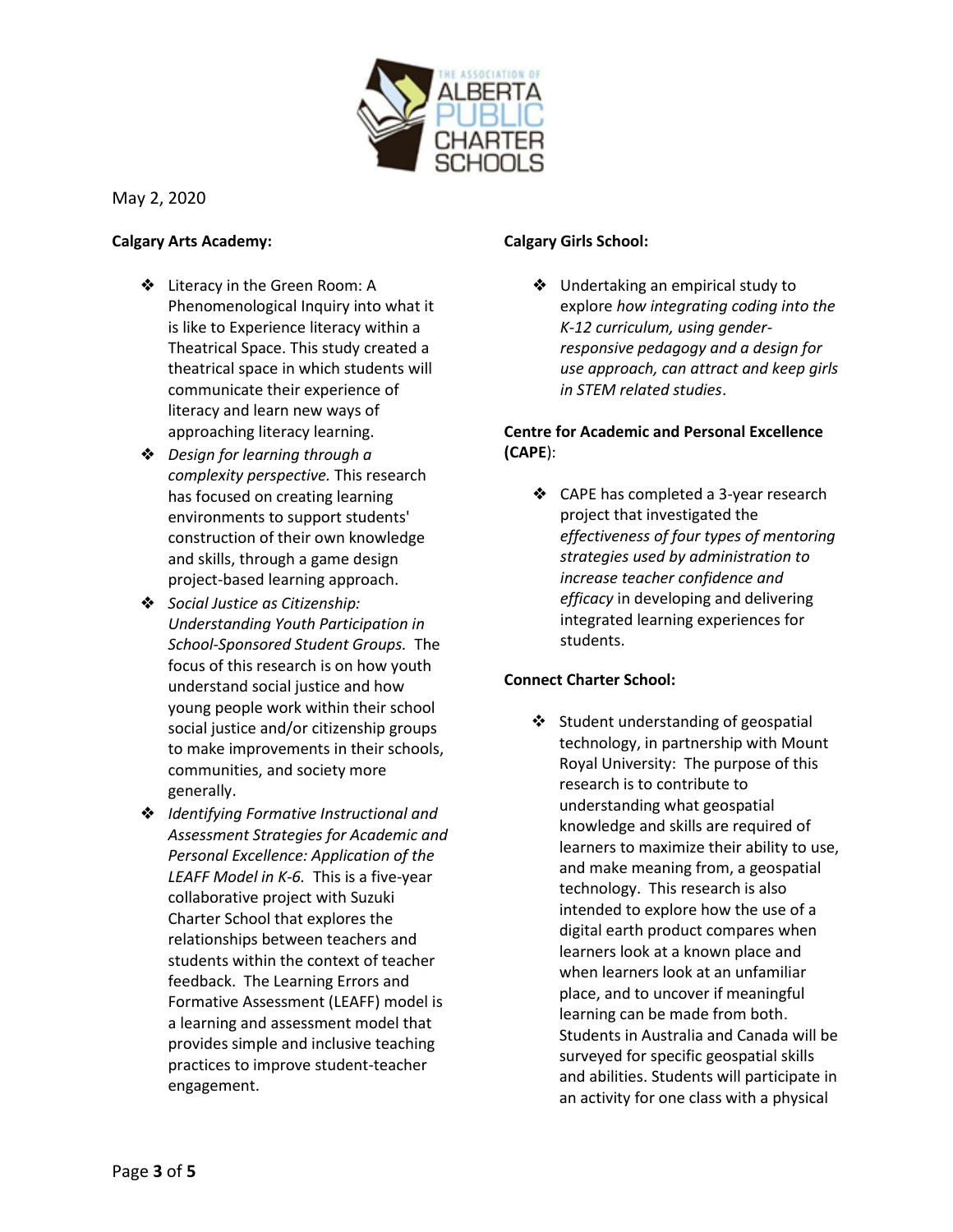May 2, 2020

**Calgary Arts Academy:**

- Literacy in the Green Room: A Phenomenological Inquiry into what it is like to Experience literacy within a Theatrical Space. This study created a theatrical space in which students will communicate their experience of literacy and learn new ways of approaching literacy learning.
- *Design for learning through a complexity perspective.* This research has focused on creating learning environments to support students' construction of their own knowledge and skills, through a game design project-based learning approach.
- *Social Justice as Citizenship: Understanding Youth Participation in School-Sponsored Student Groups.* The focus of this research is on how youth understand social justice and how young people work within their school social justice and/or citizenship groups to make improvements in their schools, communities, and society more generally.
- *Identifying Formative Instructional and Assessment Strategies for Academic and Personal Excellence: Application of the LEAFF Model in K-6.* This is a five-year collaborative project with Suzuki Charter School that explores the relationships between teachers and students within the context of teacher feedback. The Learning Errors and Formative Assessment (LEAFF) model is a learning and assessment model that provides simple and inclusive teaching practices to improve student-teacher engagement.

**Calgary Girls School:**

- Undertaking an empirical study to explore *how integrating coding into the K-12 curriculum, using gender-responsive pedagogy and a design for use approach, can attract and keep girls in STEM related studies*.

**Centre for Academic and Personal Excellence (CAPE):**

- CAPE has completed a 3-year research project that investigated the *effectiveness of four types of mentoring strategies used by administration to increase teacher confidence and efficacy* in developing and delivering integrated learning experiences for students.

**Connect Charter School:**

- Student understanding of geospatial technology, in partnership with Mount Royal University: The purpose of this research is to contribute to understanding what geospatial knowledge and skills are required of learners to maximize their ability to use, and make meaning from, a geospatial technology. This research is also intended to explore how the use of a digital earth product compares when learners look at a known place and when learners look at an unfamiliar place, and to uncover if meaningful learning can be made from both. Students in Australia and Canada will be surveyed for specific geospatial skills and abilities. Students will participate in an activity for one class with a physical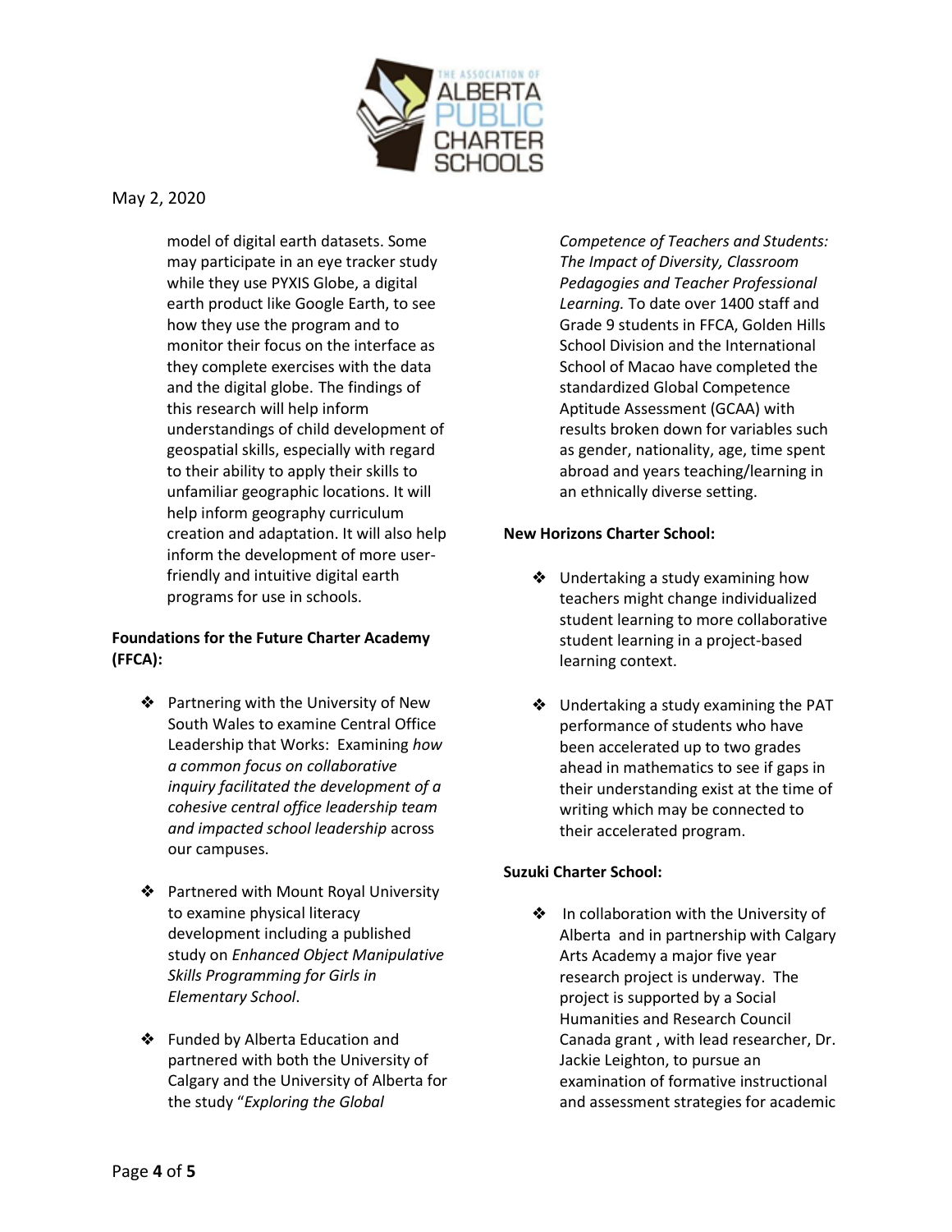May 2, 2020

model of digital earth datasets. Some may participate in an eye tracker study while they use PYXIS Globe, a digital earth product like Google Earth, to see how they use the program and to monitor their focus on the interface as they complete exercises with the data and the digital globe. The findings of this research will help inform understandings of child development of geospatial skills, especially with regard to their ability to apply their skills to unfamiliar geographic locations. It will help inform geography curriculum creation and adaptation. It will also help inform the development of more user-friendly and intuitive digital earth programs for use in schools.

**Foundations for the Future Charter Academy (FFCA):**

- Partnering with the University of New South Wales to examine Central Office Leadership that Works: Examining *how a common focus on collaborative inquiry facilitated the development of a cohesive central office leadership team and impacted school leadership* across our campuses.

- Partnered with Mount Royal University to examine physical literacy development including a published study on *Enhanced Object Manipulative Skills Programming for Girls in Elementary School*.

- Funded by Alberta Education and partnered with both the University of Calgary and the University of Alberta for the study "*Exploring the Global Competence of Teachers and Students: The Impact of Diversity, Classroom Pedagogies and Teacher Professional Learning.* To date over 1400 staff and Grade 9 students in FFCA, Golden Hills School Division and the International School of Macao have completed the standardized Global Competence Aptitude Assessment (GCAA) with results broken down for variables such as gender, nationality, age, time spent abroad and years teaching/learning in an ethnically diverse setting.

**New Horizons Charter School:**

- Undertaking a study examining how teachers might change individualized student learning to more collaborative student learning in a project-based learning context.

- Undertaking a study examining the PAT performance of students who have been accelerated up to two grades ahead in mathematics to see if gaps in their understanding exist at the time of writing which may be connected to their accelerated program.

**Suzuki Charter School:**

- In collaboration with the University of Alberta and in partnership with Calgary Arts Academy a major five year research project is underway. The project is supported by a Social Humanities and Research Council Canada grant , with lead researcher, Dr. Jackie Leighton, to pursue an examination of formative instructional and assessment strategies for academic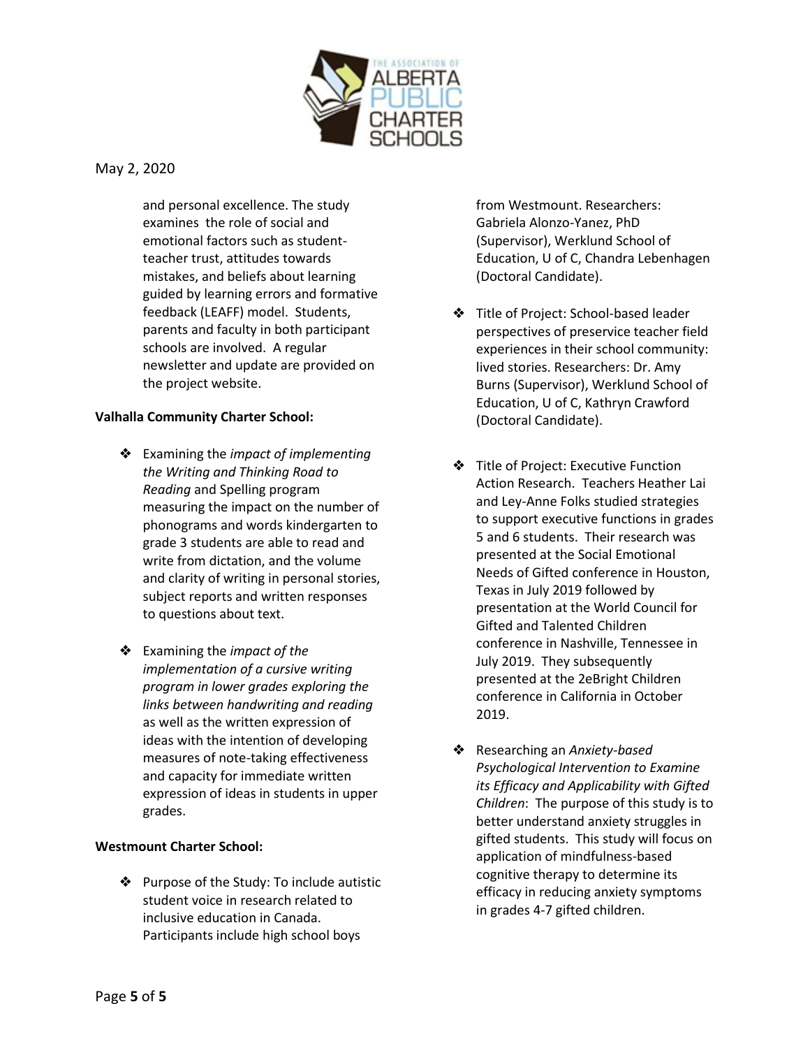May 2, 2020

and personal excellence. The study examines the role of social and emotional factors such as student-teacher trust, attitudes towards mistakes, and beliefs about learning guided by learning errors and formative feedback (LEAFF) model. Students, parents and faculty in both participant schools are involved. A regular newsletter and update are provided on the project website.

**Valhalla Community Charter School:**

- Examining the *impact of implementing the Writing and Thinking Road to Reading* and Spelling program measuring the impact on the number of phonograms and words kindergarten to grade 3 students are able to read and write from dictation, and the volume and clarity of writing in personal stories, subject reports and written responses to questions about text.
- Examining the *impact of the implementation of a cursive writing program in lower grades exploring the links between handwriting and reading* as well as the written expression of ideas with the intention of developing measures of note-taking effectiveness and capacity for immediate written expression of ideas in students in upper grades.

**Westmount Charter School:**

- Purpose of the Study: To include autistic student voice in research related to inclusive education in Canada. Participants include high school boys from Westmount. Researchers: Gabriela Alonzo-Yanez, PhD (Supervisor), Werklund School of Education, U of C, Chandra Lebenhagen (Doctoral Candidate).
- Title of Project: School-based leader perspectives of preservice teacher field experiences in their school community: lived stories. Researchers: Dr. Amy Burns (Supervisor), Werklund School of Education, U of C, Kathryn Crawford (Doctoral Candidate).
- Title of Project: Executive Function Action Research. Teachers Heather Lai and Ley-Anne Folks studied strategies to support executive functions in grades 5 and 6 students. Their research was presented at the Social Emotional Needs of Gifted conference in Houston, Texas in July 2019 followed by presentation at the World Council for Gifted and Talented Children conference in Nashville, Tennessee in July 2019. They subsequently presented at the 2eBright Children conference in California in October 2019.
- Researching an *Anxiety-based Psychological Intervention to Examine its Efficacy and Applicability with Gifted Children*: The purpose of this study is to better understand anxiety struggles in gifted students. This study will focus on application of mindfulness-based cognitive therapy to determine its efficacy in reducing anxiety symptoms in grades 4-7 gifted children.